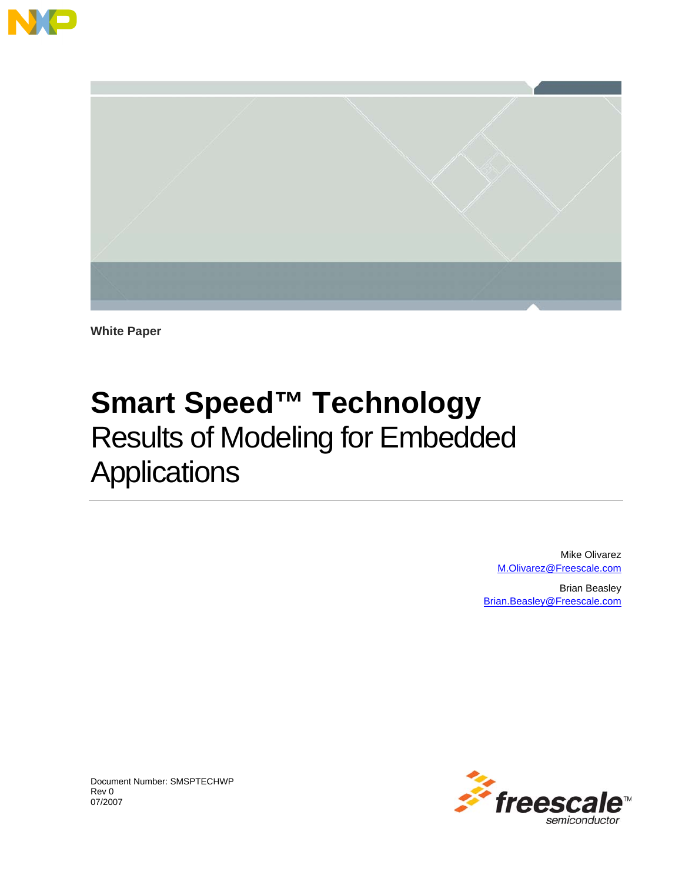White Paper

# Smart Speed™ Technology

## Results of Modeling for Embedded Applications

Mike Olivarez
M.Olivarez@Freescale.com

Brian Beasley
Brian.Beasley@Freescale.com

Document Number: SMSPTECHWP
Rev 0
07/2007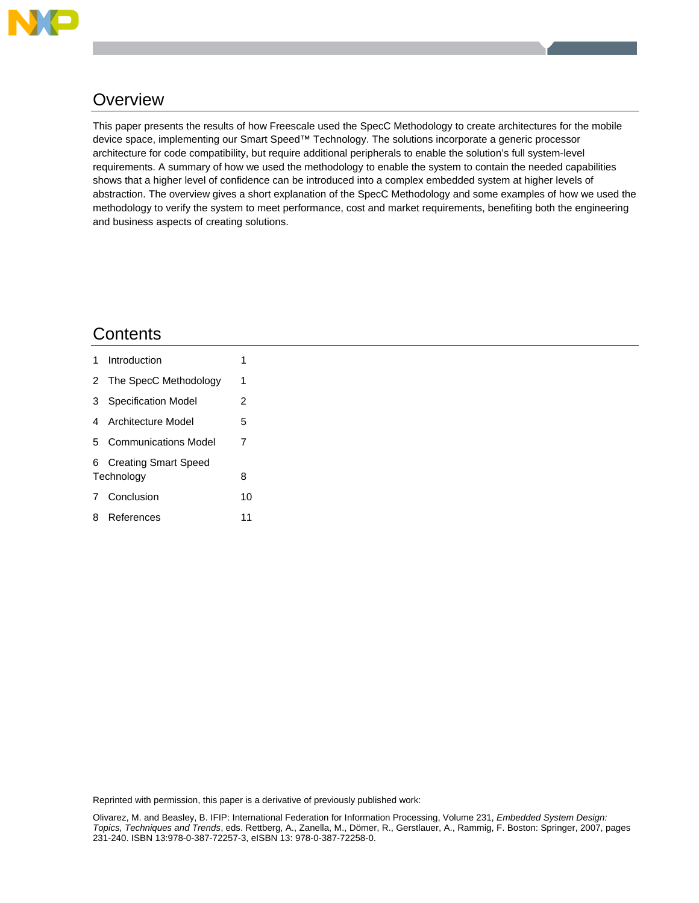## Overview

This paper presents the results of how Freescale used the SpecC Methodology to create architectures for the mobile device space, implementing our Smart Speed™ Technology. The solutions incorporate a generic processor architecture for code compatibility, but require additional peripherals to enable the solution's full system-level requirements. A summary of how we used the methodology to enable the system to contain the needed capabilities shows that a higher level of confidence can be introduced into a complex embedded system at higher levels of abstraction. The overview gives a short explanation of the SpecC Methodology and some examples of how we used the methodology to verify the system to meet performance, cost and market requirements, benefiting both the engineering and business aspects of creating solutions.

## Contents

| | |
|---|---|
| 1 Introduction | 1 |
| 2 The SpecC Methodology | 1 |
| 3 Specification Model | 2 |
| 4 Architecture Model | 5 |
| 5 Communications Model | 7 |
| 6 Creating Smart Speed Technology | 8 |
| 7 Conclusion | 10 |
| 8 References | 11 |

Reprinted with permission, this paper is a derivative of previously published work:

Olivarez, M. and Beasley, B. IFIP: International Federation for Information Processing, Volume 231, *Embedded System Design: Topics, Techniques and Trends*, eds. Rettberg, A., Zanella, M., Dömer, R., Gerstlauer, A., Rammig, F. Boston: Springer, 2007, pages 231-240. ISBN 13:978-0-387-72257-3, eISBN 13: 978-0-387-72258-0.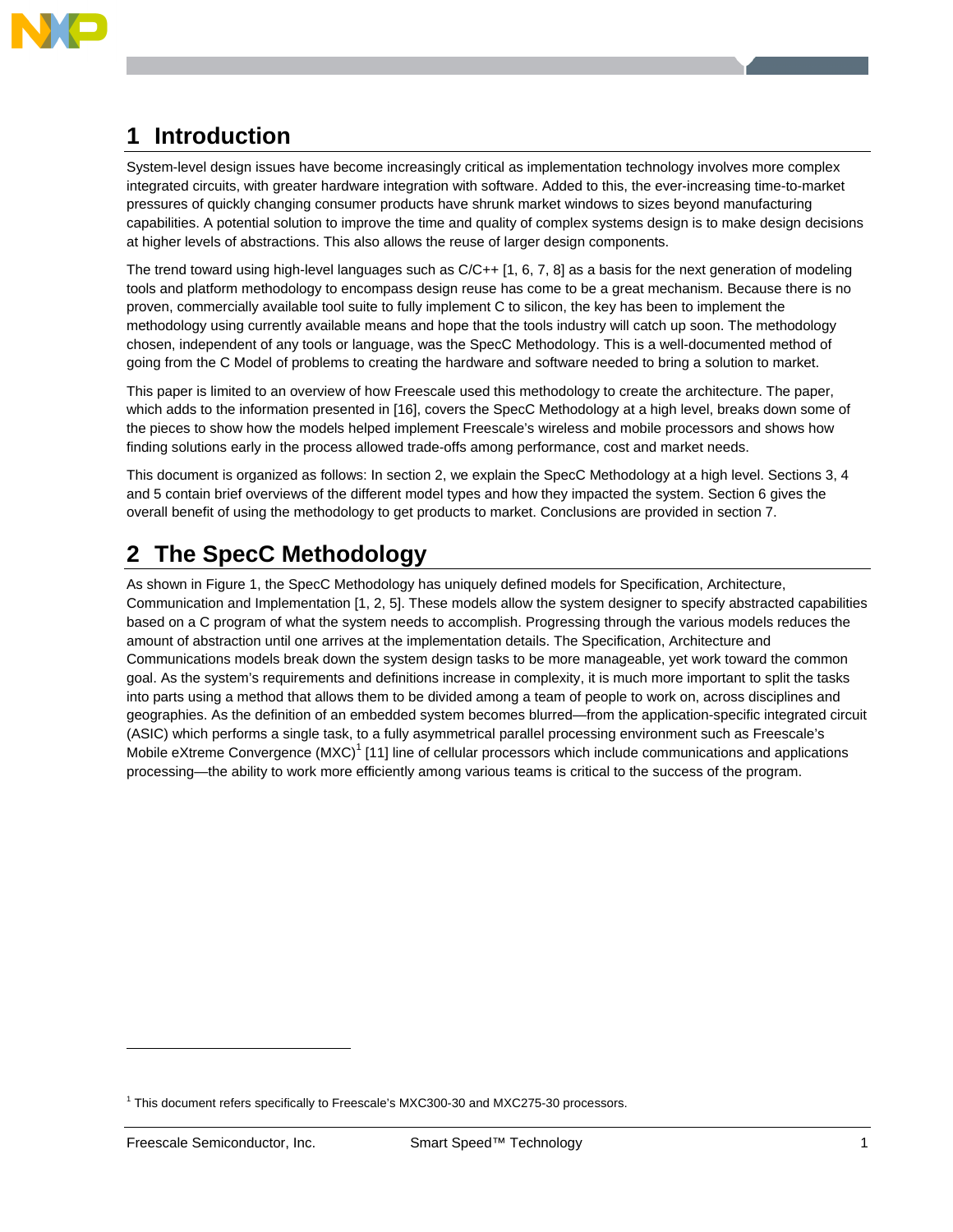# 1 Introduction

System-level design issues have become increasingly critical as implementation technology involves more complex integrated circuits, with greater hardware integration with software. Added to this, the ever-increasing time-to-market pressures of quickly changing consumer products have shrunk market windows to sizes beyond manufacturing capabilities. A potential solution to improve the time and quality of complex systems design is to make design decisions at higher levels of abstractions. This also allows the reuse of larger design components.

The trend toward using high-level languages such as C/C++ [1, 6, 7, 8] as a basis for the next generation of modeling tools and platform methodology to encompass design reuse has come to be a great mechanism. Because there is no proven, commercially available tool suite to fully implement C to silicon, the key has been to implement the methodology using currently available means and hope that the tools industry will catch up soon. The methodology chosen, independent of any tools or language, was the SpecC Methodology. This is a well-documented method of going from the C Model of problems to creating the hardware and software needed to bring a solution to market.

This paper is limited to an overview of how Freescale used this methodology to create the architecture. The paper, which adds to the information presented in [16], covers the SpecC Methodology at a high level, breaks down some of the pieces to show how the models helped implement Freescale's wireless and mobile processors and shows how finding solutions early in the process allowed trade-offs among performance, cost and market needs.

This document is organized as follows: In section 2, we explain the SpecC Methodology at a high level. Sections 3, 4 and 5 contain brief overviews of the different model types and how they impacted the system. Section 6 gives the overall benefit of using the methodology to get products to market. Conclusions are provided in section 7.

# 2 The SpecC Methodology

As shown in Figure 1, the SpecC Methodology has uniquely defined models for Specification, Architecture, Communication and Implementation [1, 2, 5]. These models allow the system designer to specify abstracted capabilities based on a C program of what the system needs to accomplish. Progressing through the various models reduces the amount of abstraction until one arrives at the implementation details. The Specification, Architecture and Communications models break down the system design tasks to be more manageable, yet work toward the common goal. As the system's requirements and definitions increase in complexity, it is much more important to split the tasks into parts using a method that allows them to be divided among a team of people to work on, across disciplines and geographies. As the definition of an embedded system becomes blurred—from the application-specific integrated circuit (ASIC) which performs a single task, to a fully asymmetrical parallel processing environment such as Freescale's Mobile eXtreme Convergence (MXC)[1] [11] line of cellular processors which include communications and applications processing—the ability to work more efficiently among various teams is critical to the success of the program.

[1] This document refers specifically to Freescale's MXC300-30 and MXC275-30 processors.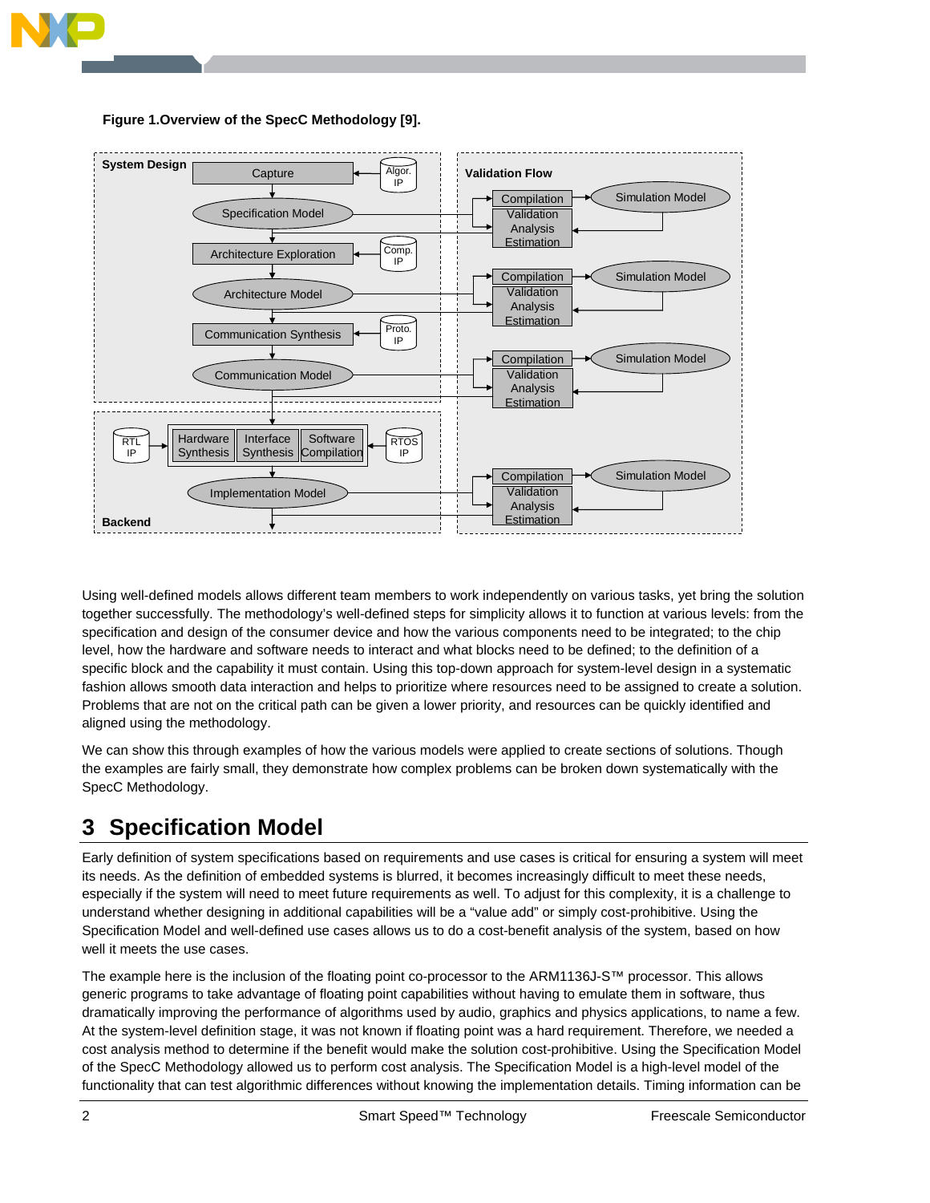**Figure 1.Overview of the SpecC Methodology [9].**

Using well-defined models allows different team members to work independently on various tasks, yet bring the solution together successfully. The methodology's well-defined steps for simplicity allows it to function at various levels: from the specification and design of the consumer device and how the various components need to be integrated; to the chip level, how the hardware and software needs to interact and what blocks need to be defined; to the definition of a specific block and the capability it must contain. Using this top-down approach for system-level design in a systematic fashion allows smooth data interaction and helps to prioritize where resources need to be assigned to create a solution. Problems that are not on the critical path can be given a lower priority, and resources can be quickly identified and aligned using the methodology.

We can show this through examples of how the various models were applied to create sections of solutions. Though the examples are fairly small, they demonstrate how complex problems can be broken down systematically with the SpecC Methodology.

## 3 Specification Model

Early definition of system specifications based on requirements and use cases is critical for ensuring a system will meet its needs. As the definition of embedded systems is blurred, it becomes increasingly difficult to meet these needs, especially if the system will need to meet future requirements as well. To adjust for this complexity, it is a challenge to understand whether designing in additional capabilities will be a "value add" or simply cost-prohibitive. Using the Specification Model and well-defined use cases allows us to do a cost-benefit analysis of the system, based on how well it meets the use cases.

The example here is the inclusion of the floating point co-processor to the ARM1136J-S™ processor. This allows generic programs to take advantage of floating point capabilities without having to emulate them in software, thus dramatically improving the performance of algorithms used by audio, graphics and physics applications, to name a few. At the system-level definition stage, it was not known if floating point was a hard requirement. Therefore, we needed a cost analysis method to determine if the benefit would make the solution cost-prohibitive. Using the Specification Model of the SpecC Methodology allowed us to perform cost analysis. The Specification Model is a high-level model of the functionality that can test algorithmic differences without knowing the implementation details. Timing information can be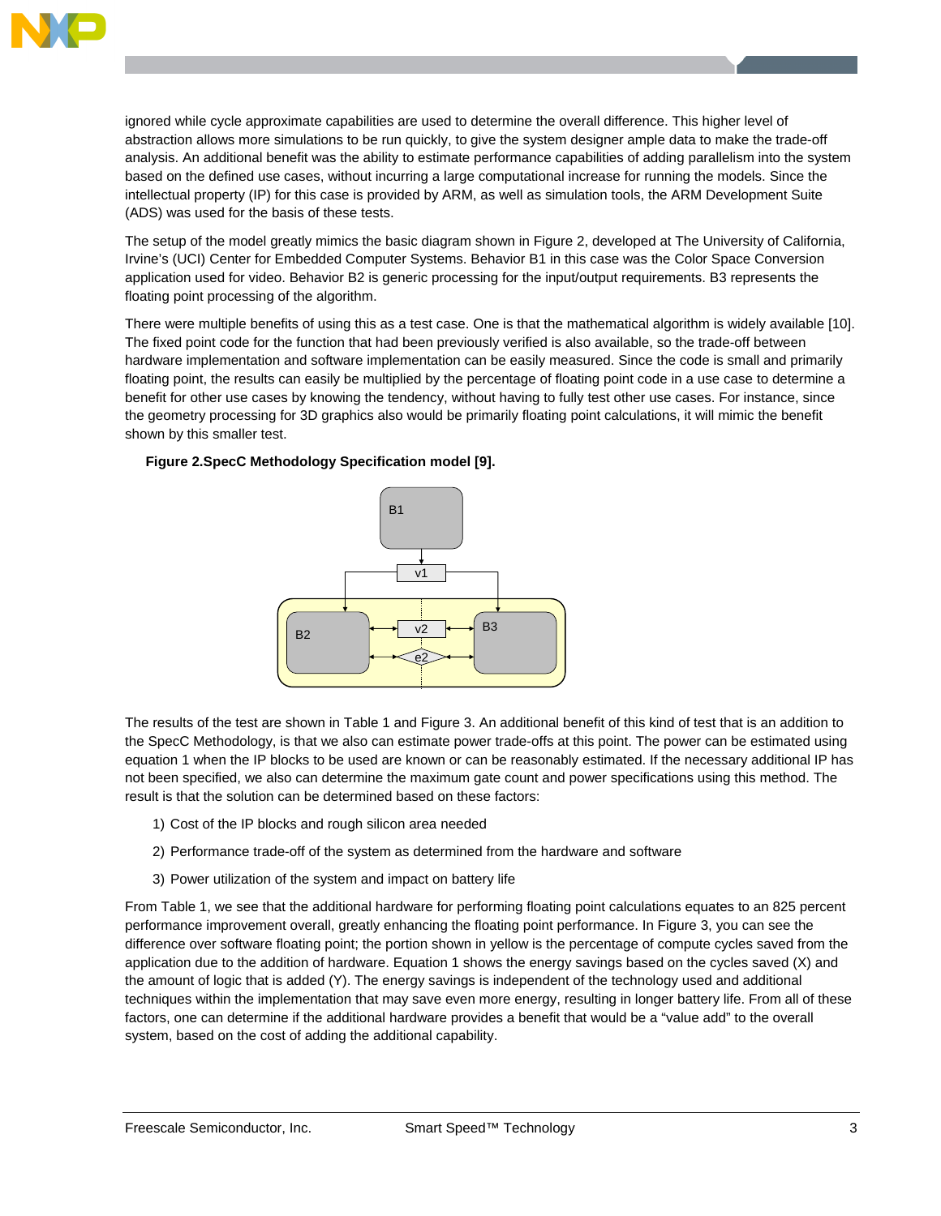ignored while cycle approximate capabilities are used to determine the overall difference. This higher level of abstraction allows more simulations to be run quickly, to give the system designer ample data to make the trade-off analysis. An additional benefit was the ability to estimate performance capabilities of adding parallelism into the system based on the defined use cases, without incurring a large computational increase for running the models. Since the intellectual property (IP) for this case is provided by ARM, as well as simulation tools, the ARM Development Suite (ADS) was used for the basis of these tests.

The setup of the model greatly mimics the basic diagram shown in Figure 2, developed at The University of California, Irvine's (UCI) Center for Embedded Computer Systems. Behavior B1 in this case was the Color Space Conversion application used for video. Behavior B2 is generic processing for the input/output requirements. B3 represents the floating point processing of the algorithm.

There were multiple benefits of using this as a test case. One is that the mathematical algorithm is widely available [10]. The fixed point code for the function that had been previously verified is also available, so the trade-off between hardware implementation and software implementation can be easily measured. Since the code is small and primarily floating point, the results can easily be multiplied by the percentage of floating point code in a use case to determine a benefit for other use cases by knowing the tendency, without having to fully test other use cases. For instance, since the geometry processing for 3D graphics also would be primarily floating point calculations, it will mimic the benefit shown by this smaller test.

**Figure 2.SpecC Methodology Specification model [9].**

The results of the test are shown in Table 1 and Figure 3. An additional benefit of this kind of test that is an addition to the SpecC Methodology, is that we also can estimate power trade-offs at this point. The power can be estimated using equation 1 when the IP blocks to be used are known or can be reasonably estimated. If the necessary additional IP has not been specified, we also can determine the maximum gate count and power specifications using this method. The result is that the solution can be determined based on these factors:

1) Cost of the IP blocks and rough silicon area needed
2) Performance trade-off of the system as determined from the hardware and software
3) Power utilization of the system and impact on battery life

From Table 1, we see that the additional hardware for performing floating point calculations equates to an 825 percent performance improvement overall, greatly enhancing the floating point performance. In Figure 3, you can see the difference over software floating point; the portion shown in yellow is the percentage of compute cycles saved from the application due to the addition of hardware. Equation 1 shows the energy savings based on the cycles saved (X) and the amount of logic that is added (Y). The energy savings is independent of the technology used and additional techniques within the implementation that may save even more energy, resulting in longer battery life. From all of these factors, one can determine if the additional hardware provides a benefit that would be a "value add" to the overall system, based on the cost of adding the additional capability.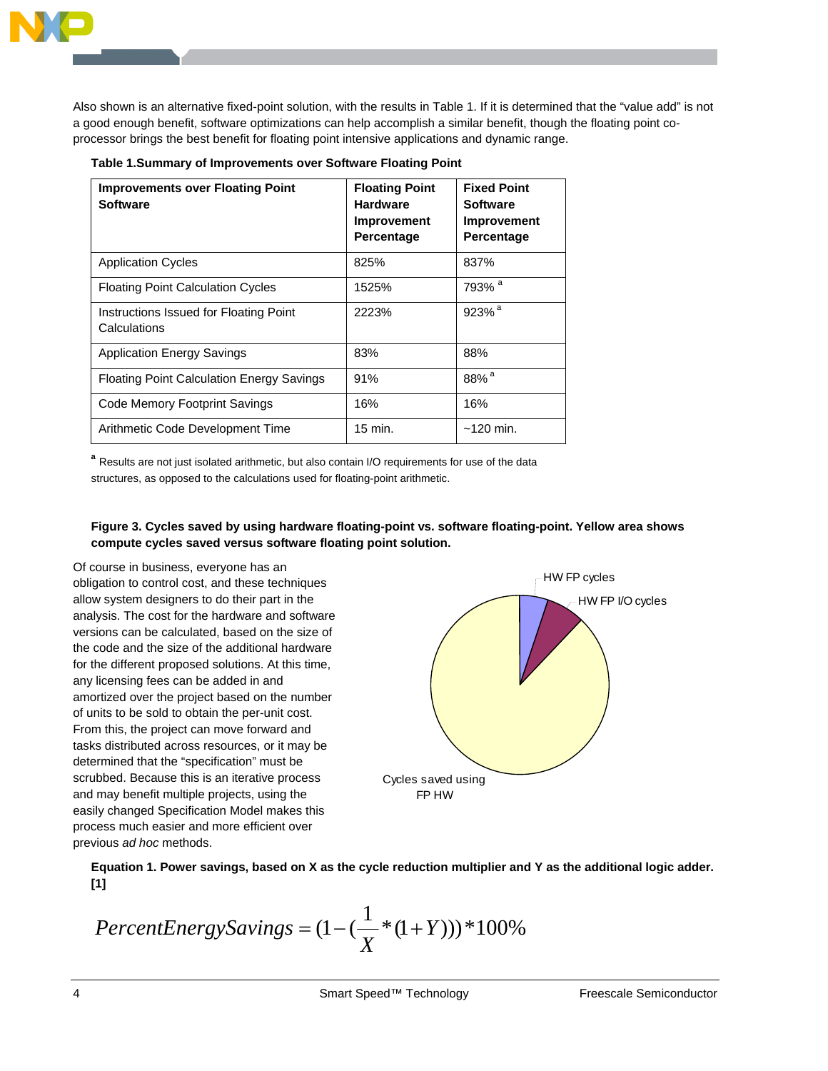Also shown is an alternative fixed-point solution, with the results in Table 1. If it is determined that the "value add" is not a good enough benefit, software optimizations can help accomplish a similar benefit, though the floating point co-processor brings the best benefit for floating point intensive applications and dynamic range.

**Table 1.Summary of Improvements over Software Floating Point**

| Improvements over Floating Point Software | Floating Point Hardware Improvement Percentage | Fixed Point Software Improvement Percentage |
|---|---|---|
| Application Cycles | 825% | 837% |
| Floating Point Calculation Cycles | 1525% | 793% [a] |
| Instructions Issued for Floating Point Calculations | 2223% | 923% [a] |
| Application Energy Savings | 83% | 88% |
| Floating Point Calculation Energy Savings | 91% | 88% [a] |
| Code Memory Footprint Savings | 16% | 16% |
| Arithmetic Code Development Time | 15 min. | ~120 min. |

[a] Results are not just isolated arithmetic, but also contain I/O requirements for use of the data structures, as opposed to the calculations used for floating-point arithmetic.

**Figure 3. Cycles saved by using hardware floating-point vs. software floating-point. Yellow area shows compute cycles saved versus software floating point solution.**

HW FP cycles

HW FP I/O cycles

Cycles saved using FP HW

Of course in business, everyone has an obligation to control cost, and these techniques allow system designers to do their part in the analysis. The cost for the hardware and software versions can be calculated, based on the size of the code and the size of the additional hardware for the different proposed solutions. At this time, any licensing fees can be added in and amortized over the project based on the number of units to be sold to obtain the per-unit cost. From this, the project can move forward and tasks distributed across resources, or it may be determined that the "specification" must be scrubbed. Because this is an iterative process and may benefit multiple projects, using the easily changed Specification Model makes this process much easier and more efficient over previous *ad hoc* methods.

**Equation 1. Power savings, based on X as the cycle reduction multiplier and Y as the additional logic adder. [1]**

$$PercentEnergySavings = \left(1 - \left(\frac{1}{X} * (1 + Y)\right)\right) * 100\%$$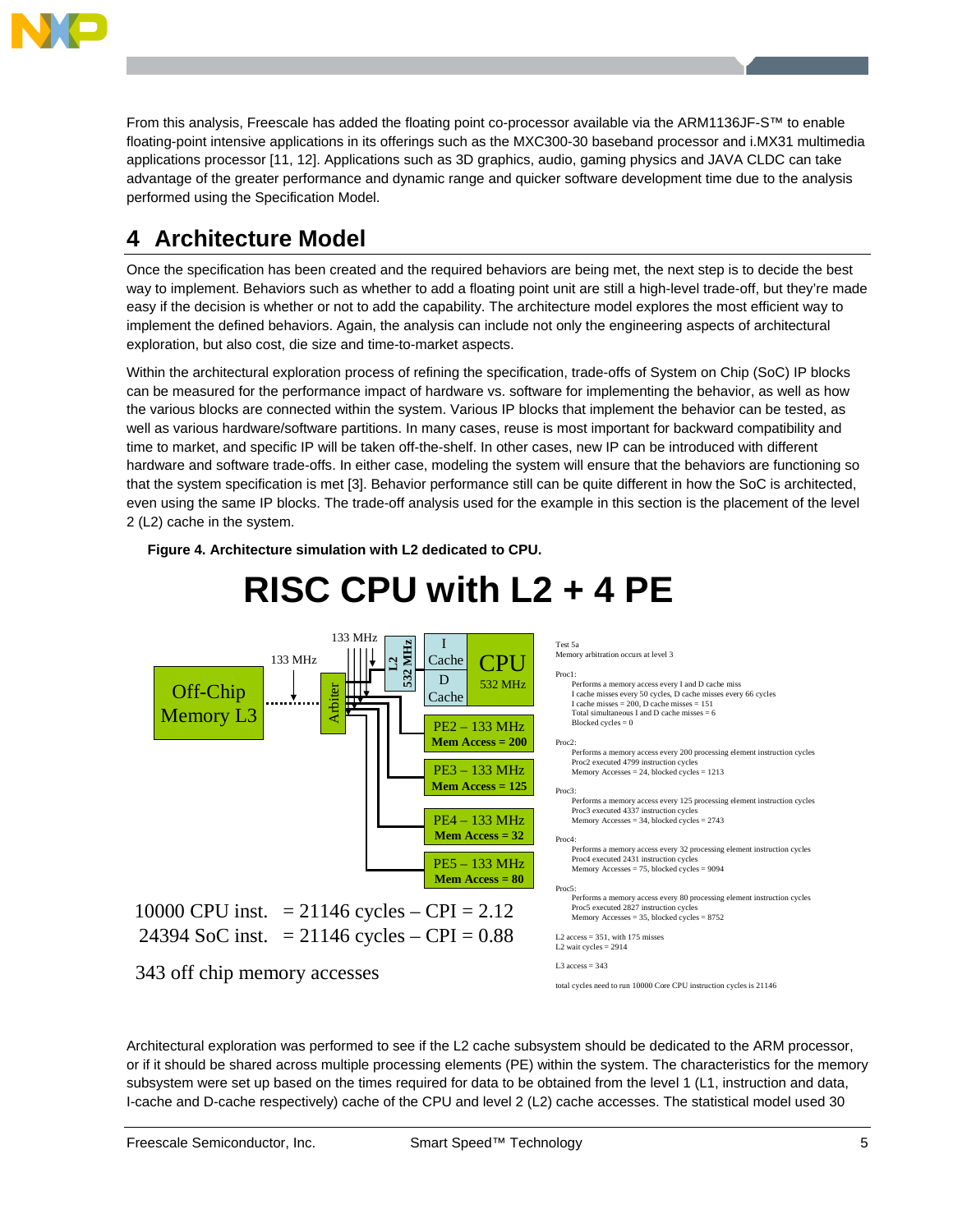From this analysis, Freescale has added the floating point co-processor available via the ARM1136JF-S™ to enable floating-point intensive applications in its offerings such as the MXC300-30 baseband processor and i.MX31 multimedia applications processor [11, 12]. Applications such as 3D graphics, audio, gaming physics and JAVA CLDC can take advantage of the greater performance and dynamic range and quicker software development time due to the analysis performed using the Specification Model.

## 4 Architecture Model

Once the specification has been created and the required behaviors are being met, the next step is to decide the best way to implement. Behaviors such as whether to add a floating point unit are still a high-level trade-off, but they're made easy if the decision is whether or not to add the capability. The architecture model explores the most efficient way to implement the defined behaviors. Again, the analysis can include not only the engineering aspects of architectural exploration, but also cost, die size and time-to-market aspects.

Within the architectural exploration process of refining the specification, trade-offs of System on Chip (SoC) IP blocks can be measured for the performance impact of hardware vs. software for implementing the behavior, as well as how the various blocks are connected within the system. Various IP blocks that implement the behavior can be tested, as well as various hardware/software partitions. In many cases, reuse is most important for backward compatibility and time to market, and specific IP will be taken off-the-shelf. In other cases, new IP can be introduced with different hardware and software trade-offs. In either case, modeling the system will ensure that the behaviors are functioning so that the system specification is met [3]. Behavior performance still can be quite different in how the SoC is architected, even using the same IP blocks. The trade-off analysis used for the example in this section is the placement of the level 2 (L2) cache in the system.

**Figure 4. Architecture simulation with L2 dedicated to CPU.**

**RISC CPU with L2 + 4 PE**

Off-Chip Memory L3 — 133 MHz — Arbiter — 133 MHz — L2 532 MHz — I Cache / D Cache — CPU 532 MHz

- PE2 – 133 MHz, **Mem Access = 200**
- PE3 – 133 MHz, **Mem Access = 125**
- PE4 – 133 MHz, **Mem Access = 32**
- PE5 – 133 MHz, **Mem Access = 80**

10000 CPU inst. = 21146 cycles – CPI = 2.12
24394 SoC inst. = 21146 cycles – CPI = 0.88

343 off chip memory accesses

```
Test 5a
Memory arbitration occurs at level 3

Proc1:
    Performs a memory access every I and D cache miss
    I cache misses every 50 cycles, D cache misses every 66 cycles
    I cache misses = 200, D cache misses = 151
    Total simultaneous I and D cache misses = 6
    Blocked cycles = 0

Proc2:
    Performs a memory access every 200 processing element instruction cycles
    Proc2 executed 4799 instruction cycles
    Memory Accesses = 24, blocked cycles = 1213

Proc3:
    Performs a memory access every 125 processing element instruction cycles
    Proc3 executed 4337 instruction cycles
    Memory Accesses = 34, blocked cycles = 2743

Proc4:
    Performs a memory access every 32 processing element instruction cycles
    Proc4 executed 2431 instruction cycles
    Memory Accesses = 75, blocked cycles = 9094

Proc5:
    Performs a memory access every 80 processing element instruction cycles
    Proc5 executed 2827 instruction cycles
    Memory Accesses = 35, blocked cycles = 8752

L2 access = 351, with 175 misses
L2 wait cycles = 2914

L3 access = 343

total cycles need to run 10000 Core CPU instruction cycles is 21146
```

Architectural exploration was performed to see if the L2 cache subsystem should be dedicated to the ARM processor, or if it should be shared across multiple processing elements (PE) within the system. The characteristics for the memory subsystem were set up based on the times required for data to be obtained from the level 1 (L1, instruction and data, I-cache and D-cache respectively) cache of the CPU and level 2 (L2) cache accesses. The statistical model used 30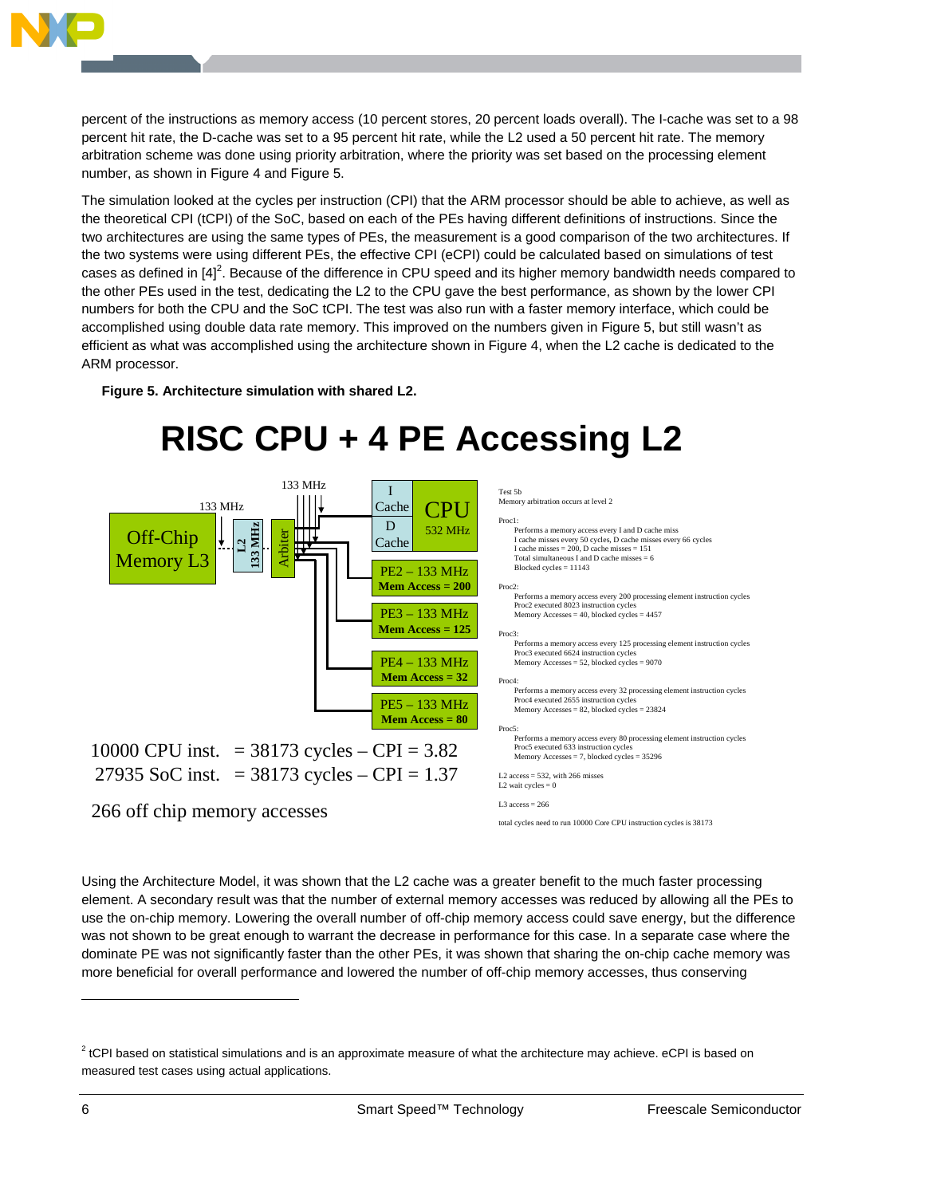percent of the instructions as memory access (10 percent stores, 20 percent loads overall). The I-cache was set to a 98 percent hit rate, the D-cache was set to a 95 percent hit rate, while the L2 used a 50 percent hit rate. The memory arbitration scheme was done using priority arbitration, where the priority was set based on the processing element number, as shown in Figure 4 and Figure 5.

The simulation looked at the cycles per instruction (CPI) that the ARM processor should be able to achieve, as well as the theoretical CPI (tCPI) of the SoC, based on each of the PEs having different definitions of instructions. Since the two architectures are using the same types of PEs, the measurement is a good comparison of the two architectures. If the two systems were using different PEs, the effective CPI (eCPI) could be calculated based on simulations of test cases as defined in [4][2]. Because of the difference in CPU speed and its higher memory bandwidth needs compared to the other PEs used in the test, dedicating the L2 to the CPU gave the best performance, as shown by the lower CPI numbers for both the CPU and the SoC tCPI. The test was also run with a faster memory interface, which could be accomplished using double data rate memory. This improved on the numbers given in Figure 5, but still wasn't as efficient as what was accomplished using the architecture shown in Figure 4, when the L2 cache is dedicated to the ARM processor.

**Figure 5. Architecture simulation with shared L2.**

# RISC CPU + 4 PE Accessing L2

Off-Chip Memory L3 — 133 MHz — L2 133 MHz — Arbiter — 133 MHz

CPU 532 MHz (I Cache, D Cache)

PE2 – 133 MHz, **Mem Access = 200**

PE3 – 133 MHz, **Mem Access = 125**

PE4 – 133 MHz, **Mem Access = 32**

PE5 – 133 MHz, **Mem Access = 80**

10000 CPU inst. = 38173 cycles – CPI = 3.82

27935 SoC inst. = 38173 cycles – CPI = 1.37

266 off chip memory accesses

```
Test 5b
Memory arbitration occurs at level 2

Proc1:
    Performs a memory access every I and D cache miss
    I cache misses every 50 cycles, D cache misses every 66 cycles
    I cache misses = 200, D cache misses = 151
    Total simultaneous I and D cache misses = 6
    Blocked cycles = 11143

Proc2:
    Performs a memory access every 200 processing element instruction cycles
    Proc2 executed 8023 instruction cycles
    Memory Accesses = 40, blocked cycles = 4457

Proc3:
    Performs a memory access every 125 processing element instruction cycles
    Proc3 executed 6624 instruction cycles
    Memory Accesses = 52, blocked cycles = 9070

Proc4:
    Performs a memory access every 32 processing element instruction cycles
    Proc4 executed 2655 instruction cycles
    Memory Accesses = 82, blocked cycles = 23824

Proc5:
    Performs a memory access every 80 processing element instruction cycles
    Proc5 executed 633 instruction cycles
    Memory Accesses = 7, blocked cycles = 35296

L2 access = 532, with 266 misses
L2 wait cycles = 0

L3 access = 266

total cycles need to run 10000 Core CPU instruction cycles is 38173
```

Using the Architecture Model, it was shown that the L2 cache was a greater benefit to the much faster processing element. A secondary result was that the number of external memory accesses was reduced by allowing all the PEs to use the on-chip memory. Lowering the overall number of off-chip memory access could save energy, but the difference was not shown to be great enough to warrant the decrease in performance for this case. In a separate case where the dominate PE was not significantly faster than the other PEs, it was shown that sharing the on-chip cache memory was more beneficial for overall performance and lowered the number of off-chip memory accesses, thus conserving

[2] tCPI based on statistical simulations and is an approximate measure of what the architecture may achieve. eCPI is based on measured test cases using actual applications.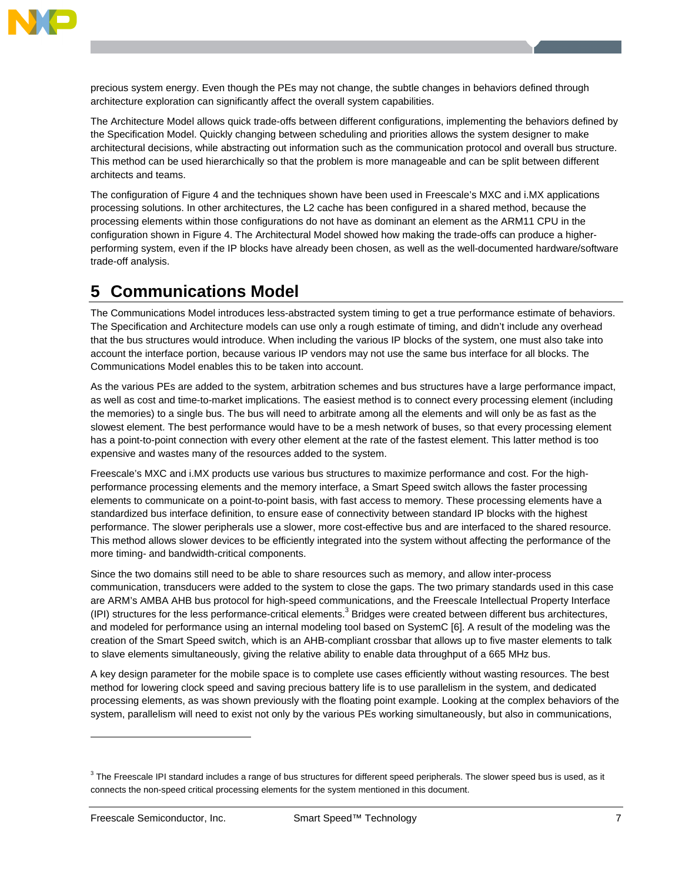precious system energy. Even though the PEs may not change, the subtle changes in behaviors defined through architecture exploration can significantly affect the overall system capabilities.

The Architecture Model allows quick trade-offs between different configurations, implementing the behaviors defined by the Specification Model. Quickly changing between scheduling and priorities allows the system designer to make architectural decisions, while abstracting out information such as the communication protocol and overall bus structure. This method can be used hierarchically so that the problem is more manageable and can be split between different architects and teams.

The configuration of Figure 4 and the techniques shown have been used in Freescale's MXC and i.MX applications processing solutions. In other architectures, the L2 cache has been configured in a shared method, because the processing elements within those configurations do not have as dominant an element as the ARM11 CPU in the configuration shown in Figure 4. The Architectural Model showed how making the trade-offs can produce a higher-performing system, even if the IP blocks have already been chosen, as well as the well-documented hardware/software trade-off analysis.

# 5 Communications Model

The Communications Model introduces less-abstracted system timing to get a true performance estimate of behaviors. The Specification and Architecture models can use only a rough estimate of timing, and didn't include any overhead that the bus structures would introduce. When including the various IP blocks of the system, one must also take into account the interface portion, because various IP vendors may not use the same bus interface for all blocks. The Communications Model enables this to be taken into account.

As the various PEs are added to the system, arbitration schemes and bus structures have a large performance impact, as well as cost and time-to-market implications. The easiest method is to connect every processing element (including the memories) to a single bus. The bus will need to arbitrate among all the elements and will only be as fast as the slowest element. The best performance would have to be a mesh network of buses, so that every processing element has a point-to-point connection with every other element at the rate of the fastest element. This latter method is too expensive and wastes many of the resources added to the system.

Freescale's MXC and i.MX products use various bus structures to maximize performance and cost. For the high-performance processing elements and the memory interface, a Smart Speed switch allows the faster processing elements to communicate on a point-to-point basis, with fast access to memory. These processing elements have a standardized bus interface definition, to ensure ease of connectivity between standard IP blocks with the highest performance. The slower peripherals use a slower, more cost-effective bus and are interfaced to the shared resource. This method allows slower devices to be efficiently integrated into the system without affecting the performance of the more timing- and bandwidth-critical components.

Since the two domains still need to be able to share resources such as memory, and allow inter-process communication, transducers were added to the system to close the gaps. The two primary standards used in this case are ARM's AMBA AHB bus protocol for high-speed communications, and the Freescale Intellectual Property Interface (IPI) structures for the less performance-critical elements.[3] Bridges were created between different bus architectures, and modeled for performance using an internal modeling tool based on SystemC [6]. A result of the modeling was the creation of the Smart Speed switch, which is an AHB-compliant crossbar that allows up to five master elements to talk to slave elements simultaneously, giving the relative ability to enable data throughput of a 665 MHz bus.

A key design parameter for the mobile space is to complete use cases efficiently without wasting resources. The best method for lowering clock speed and saving precious battery life is to use parallelism in the system, and dedicated processing elements, as was shown previously with the floating point example. Looking at the complex behaviors of the system, parallelism will need to exist not only by the various PEs working simultaneously, but also in communications,

[3] The Freescale IPI standard includes a range of bus structures for different speed peripherals. The slower speed bus is used, as it connects the non-speed critical processing elements for the system mentioned in this document.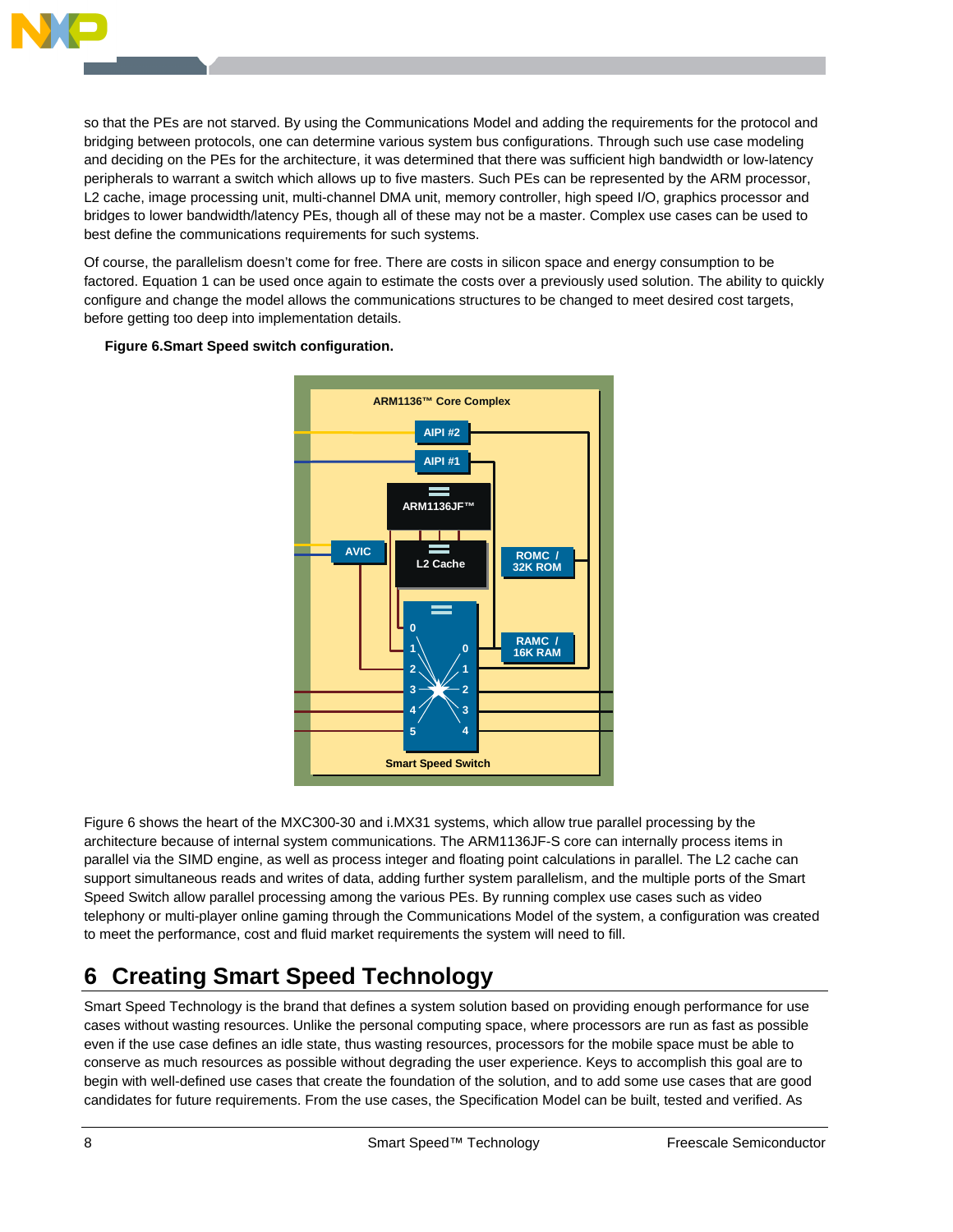so that the PEs are not starved. By using the Communications Model and adding the requirements for the protocol and bridging between protocols, one can determine various system bus configurations. Through such use case modeling and deciding on the PEs for the architecture, it was determined that there was sufficient high bandwidth or low-latency peripherals to warrant a switch which allows up to five masters. Such PEs can be represented by the ARM processor, L2 cache, image processing unit, multi-channel DMA unit, memory controller, high speed I/O, graphics processor and bridges to lower bandwidth/latency PEs, though all of these may not be a master. Complex use cases can be used to best define the communications requirements for such systems.

Of course, the parallelism doesn't come for free. There are costs in silicon space and energy consumption to be factored. Equation 1 can be used once again to estimate the costs over a previously used solution. The ability to quickly configure and change the model allows the communications structures to be changed to meet desired cost targets, before getting too deep into implementation details.

**Figure 6.Smart Speed switch configuration.**

Figure 6 shows the heart of the MXC300-30 and i.MX31 systems, which allow true parallel processing by the architecture because of internal system communications. The ARM1136JF-S core can internally process items in parallel via the SIMD engine, as well as process integer and floating point calculations in parallel. The L2 cache can support simultaneous reads and writes of data, adding further system parallelism, and the multiple ports of the Smart Speed Switch allow parallel processing among the various PEs. By running complex use cases such as video telephony or multi-player online gaming through the Communications Model of the system, a configuration was created to meet the performance, cost and fluid market requirements the system will need to fill.

## 6 Creating Smart Speed Technology

Smart Speed Technology is the brand that defines a system solution based on providing enough performance for use cases without wasting resources. Unlike the personal computing space, where processors are run as fast as possible even if the use case defines an idle state, thus wasting resources, processors for the mobile space must be able to conserve as much resources as possible without degrading the user experience. Keys to accomplish this goal are to begin with well-defined use cases that create the foundation of the solution, and to add some use cases that are good candidates for future requirements. From the use cases, the Specification Model can be built, tested and verified. As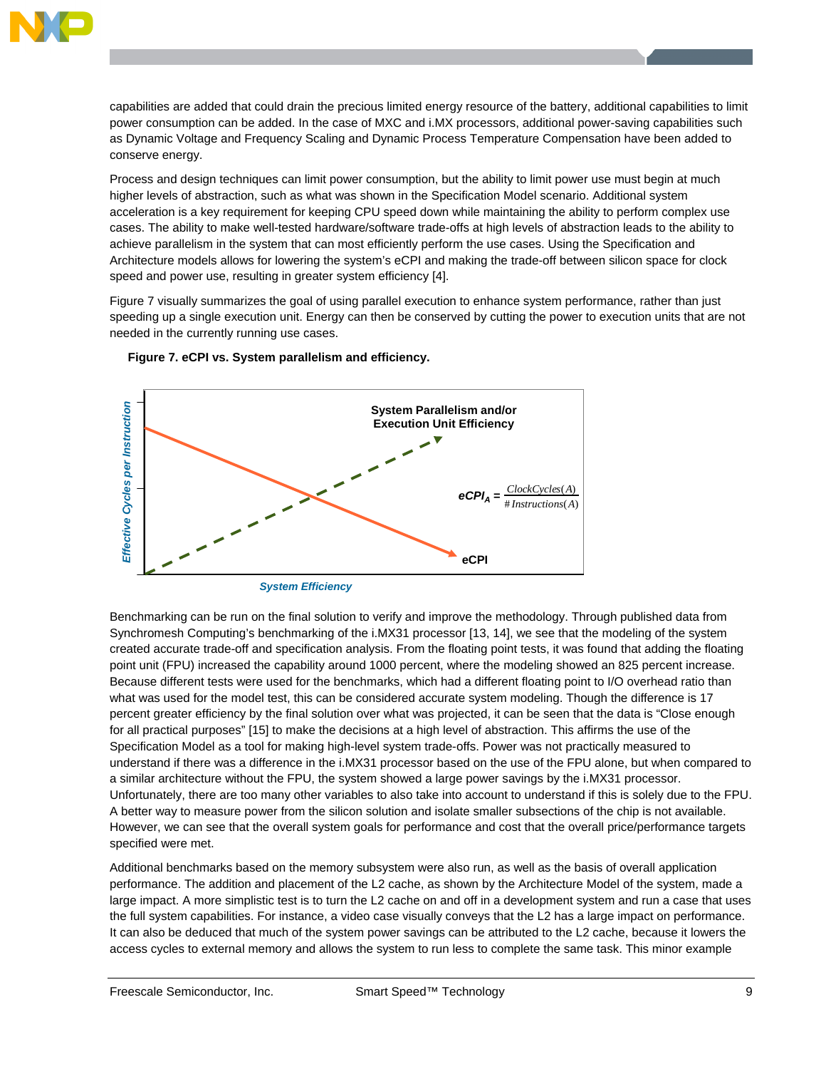capabilities are added that could drain the precious limited energy resource of the battery, additional capabilities to limit power consumption can be added. In the case of MXC and i.MX processors, additional power-saving capabilities such as Dynamic Voltage and Frequency Scaling and Dynamic Process Temperature Compensation have been added to conserve energy.

Process and design techniques can limit power consumption, but the ability to limit power use must begin at much higher levels of abstraction, such as what was shown in the Specification Model scenario. Additional system acceleration is a key requirement for keeping CPU speed down while maintaining the ability to perform complex use cases. The ability to make well-tested hardware/software trade-offs at high levels of abstraction leads to the ability to achieve parallelism in the system that can most efficiently perform the use cases. Using the Specification and Architecture models allows for lowering the system's eCPI and making the trade-off between silicon space for clock speed and power use, resulting in greater system efficiency [4].

Figure 7 visually summarizes the goal of using parallel execution to enhance system performance, rather than just speeding up a single execution unit. Energy can then be conserved by cutting the power to execution units that are not needed in the currently running use cases.

**Figure 7. eCPI vs. System parallelism and efficiency.**

$$eCPI_A = \frac{ClockCycles(A)}{\#Instructions(A)}$$

Benchmarking can be run on the final solution to verify and improve the methodology. Through published data from Synchromesh Computing's benchmarking of the i.MX31 processor [13, 14], we see that the modeling of the system created accurate trade-off and specification analysis. From the floating point tests, it was found that adding the floating point unit (FPU) increased the capability around 1000 percent, where the modeling showed an 825 percent increase. Because different tests were used for the benchmarks, which had a different floating point to I/O overhead ratio than what was used for the model test, this can be considered accurate system modeling. Though the difference is 17 percent greater efficiency by the final solution over what was projected, it can be seen that the data is "Close enough for all practical purposes" [15] to make the decisions at a high level of abstraction. This affirms the use of the Specification Model as a tool for making high-level system trade-offs. Power was not practically measured to understand if there was a difference in the i.MX31 processor based on the use of the FPU alone, but when compared to a similar architecture without the FPU, the system showed a large power savings by the i.MX31 processor. Unfortunately, there are too many other variables to also take into account to understand if this is solely due to the FPU. A better way to measure power from the silicon solution and isolate smaller subsections of the chip is not available. However, we can see that the overall system goals for performance and cost that the overall price/performance targets specified were met.

Additional benchmarks based on the memory subsystem were also run, as well as the basis of overall application performance. The addition and placement of the L2 cache, as shown by the Architecture Model of the system, made a large impact. A more simplistic test is to turn the L2 cache on and off in a development system and run a case that uses the full system capabilities. For instance, a video case visually conveys that the L2 has a large impact on performance. It can also be deduced that much of the system power savings can be attributed to the L2 cache, because it lowers the access cycles to external memory and allows the system to run less to complete the same task. This minor example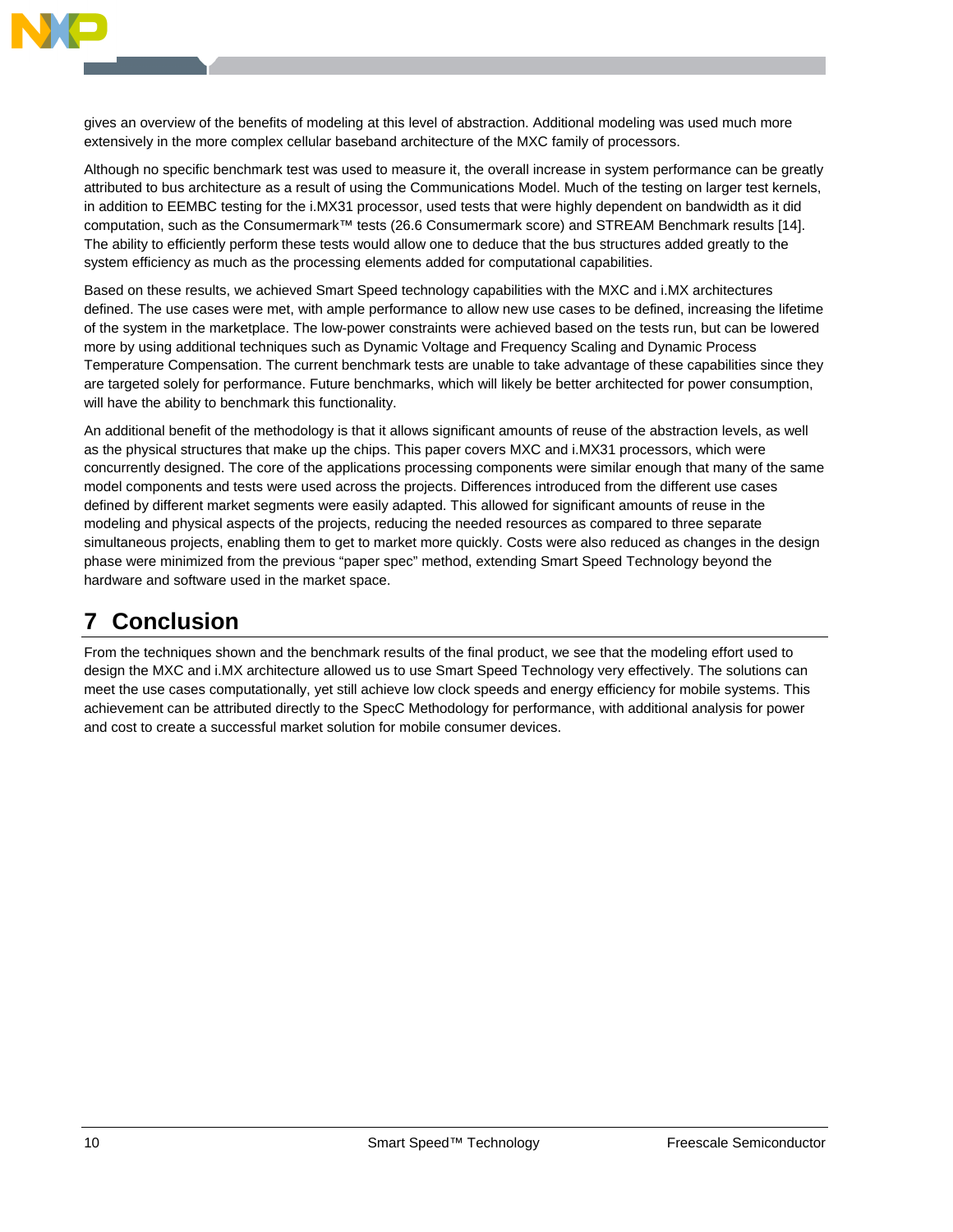gives an overview of the benefits of modeling at this level of abstraction. Additional modeling was used much more extensively in the more complex cellular baseband architecture of the MXC family of processors.

Although no specific benchmark test was used to measure it, the overall increase in system performance can be greatly attributed to bus architecture as a result of using the Communications Model. Much of the testing on larger test kernels, in addition to EEMBC testing for the i.MX31 processor, used tests that were highly dependent on bandwidth as it did computation, such as the Consumermark™ tests (26.6 Consumermark score) and STREAM Benchmark results [14]. The ability to efficiently perform these tests would allow one to deduce that the bus structures added greatly to the system efficiency as much as the processing elements added for computational capabilities.

Based on these results, we achieved Smart Speed technology capabilities with the MXC and i.MX architectures defined. The use cases were met, with ample performance to allow new use cases to be defined, increasing the lifetime of the system in the marketplace. The low-power constraints were achieved based on the tests run, but can be lowered more by using additional techniques such as Dynamic Voltage and Frequency Scaling and Dynamic Process Temperature Compensation. The current benchmark tests are unable to take advantage of these capabilities since they are targeted solely for performance. Future benchmarks, which will likely be better architected for power consumption, will have the ability to benchmark this functionality.

An additional benefit of the methodology is that it allows significant amounts of reuse of the abstraction levels, as well as the physical structures that make up the chips. This paper covers MXC and i.MX31 processors, which were concurrently designed. The core of the applications processing components were similar enough that many of the same model components and tests were used across the projects. Differences introduced from the different use cases defined by different market segments were easily adapted. This allowed for significant amounts of reuse in the modeling and physical aspects of the projects, reducing the needed resources as compared to three separate simultaneous projects, enabling them to get to market more quickly. Costs were also reduced as changes in the design phase were minimized from the previous “paper spec” method, extending Smart Speed Technology beyond the hardware and software used in the market space.

# 7 Conclusion

From the techniques shown and the benchmark results of the final product, we see that the modeling effort used to design the MXC and i.MX architecture allowed us to use Smart Speed Technology very effectively. The solutions can meet the use cases computationally, yet still achieve low clock speeds and energy efficiency for mobile systems. This achievement can be attributed directly to the SpecC Methodology for performance, with additional analysis for power and cost to create a successful market solution for mobile consumer devices.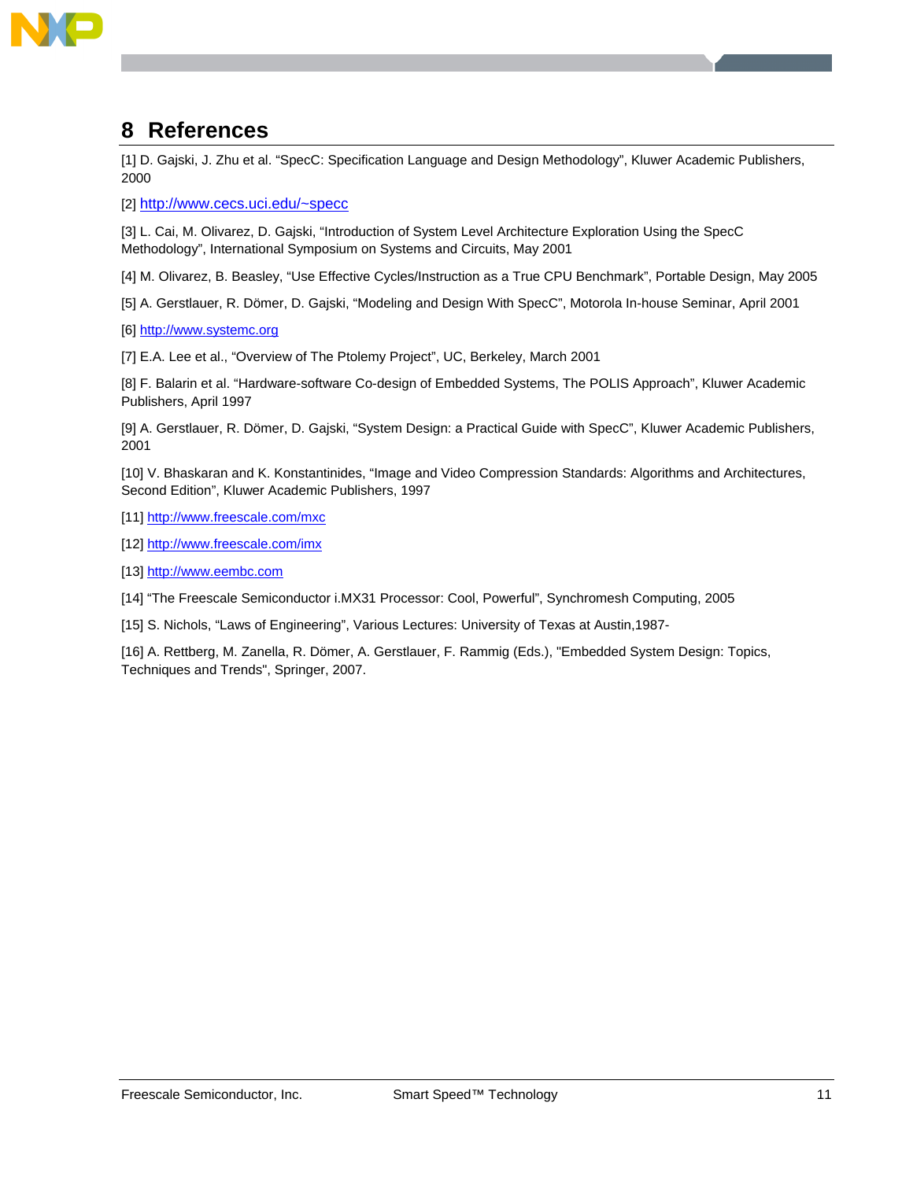## 8 References

[1] D. Gajski, J. Zhu et al. “SpecC: Specification Language and Design Methodology”, Kluwer Academic Publishers, 2000

[2] http://www.cecs.uci.edu/~specc

[3] L. Cai, M. Olivarez, D. Gajski, “Introduction of System Level Architecture Exploration Using the SpecC Methodology”, International Symposium on Systems and Circuits, May 2001

[4] M. Olivarez, B. Beasley, “Use Effective Cycles/Instruction as a True CPU Benchmark”, Portable Design, May 2005

[5] A. Gerstlauer, R. Dömer, D. Gajski, “Modeling and Design With SpecC”, Motorola In-house Seminar, April 2001

[6] http://www.systemc.org

[7] E.A. Lee et al., “Overview of The Ptolemy Project”, UC, Berkeley, March 2001

[8] F. Balarin et al. “Hardware-software Co-design of Embedded Systems, The POLIS Approach”, Kluwer Academic Publishers, April 1997

[9] A. Gerstlauer, R. Dömer, D. Gajski, “System Design: a Practical Guide with SpecC”, Kluwer Academic Publishers, 2001

[10] V. Bhaskaran and K. Konstantinides, “Image and Video Compression Standards: Algorithms and Architectures, Second Edition”, Kluwer Academic Publishers, 1997

[11] http://www.freescale.com/mxc

[12] http://www.freescale.com/imx

[13] http://www.eembc.com

[14] “The Freescale Semiconductor i.MX31 Processor: Cool, Powerful”, Synchromesh Computing, 2005

[15] S. Nichols, “Laws of Engineering”, Various Lectures: University of Texas at Austin,1987-

[16] A. Rettberg, M. Zanella, R. Dömer, A. Gerstlauer, F. Rammig (Eds.), "Embedded System Design: Topics, Techniques and Trends", Springer, 2007.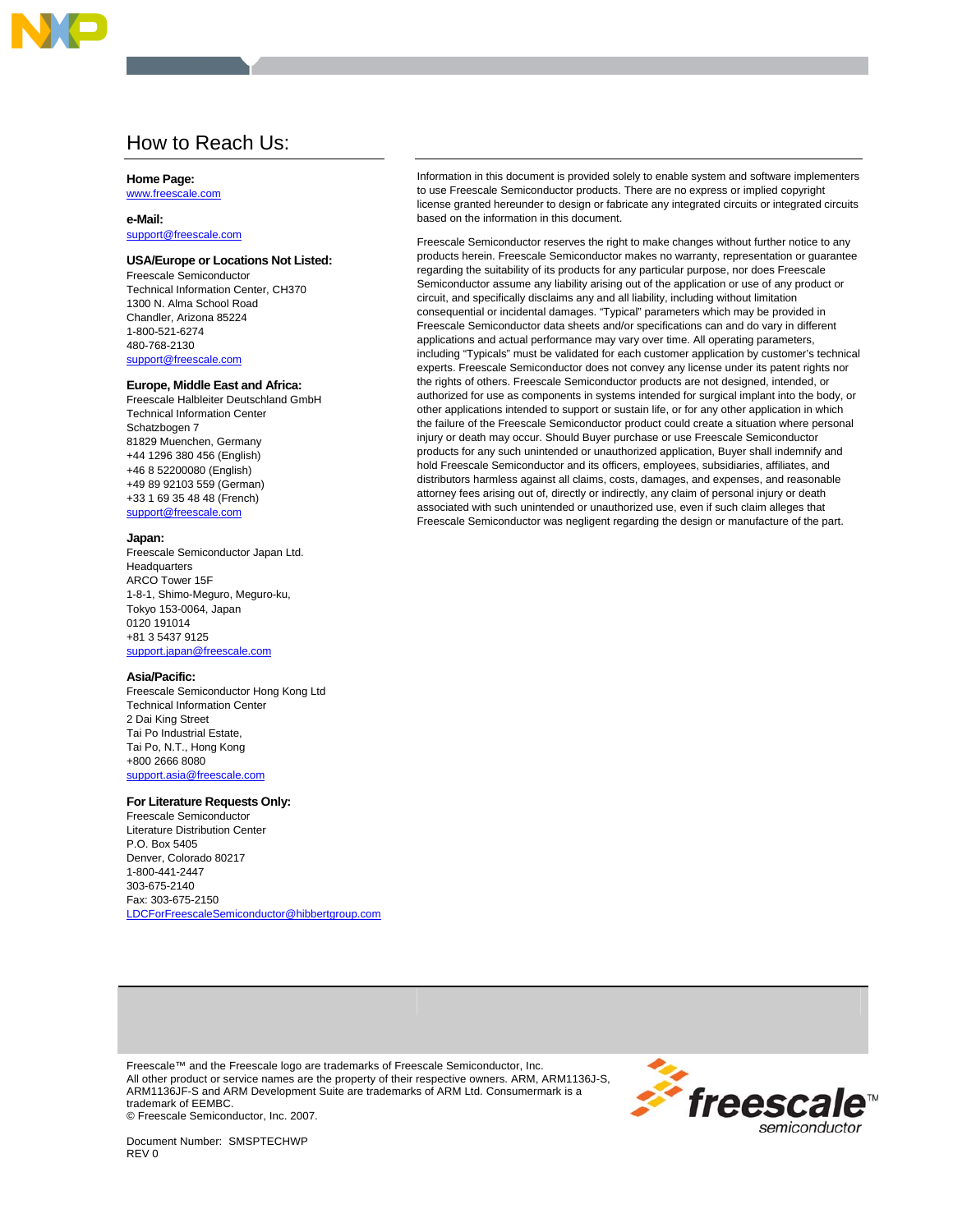## How to Reach Us:

**Home Page:**
www.freescale.com

**e-Mail:**
support@freescale.com

**USA/Europe or Locations Not Listed:**
Freescale Semiconductor
Technical Information Center, CH370
1300 N. Alma School Road
Chandler, Arizona 85224
1-800-521-6274
480-768-2130
support@freescale.com

**Europe, Middle East and Africa:**
Freescale Halbleiter Deutschland GmbH
Technical Information Center
Schatzbogen 7
81829 Muenchen, Germany
+44 1296 380 456 (English)
+46 8 52200080 (English)
+49 89 92103 559 (German)
+33 1 69 35 48 48 (French)
support@freescale.com

**Japan:**
Freescale Semiconductor Japan Ltd.
Headquarters
ARCO Tower 15F
1-8-1, Shimo-Meguro, Meguro-ku,
Tokyo 153-0064, Japan
0120 191014
+81 3 5437 9125
support.japan@freescale.com

**Asia/Pacific:**
Freescale Semiconductor Hong Kong Ltd
Technical Information Center
2 Dai King Street
Tai Po Industrial Estate,
Tai Po, N.T., Hong Kong
+800 2666 8080
support.asia@freescale.com

**For Literature Requests Only:**
Freescale Semiconductor
Literature Distribution Center
P.O. Box 5405
Denver, Colorado 80217
1-800-441-2447
303-675-2140
Fax: 303-675-2150
LDCForFreescaleSemiconductor@hibbertgroup.com

Information in this document is provided solely to enable system and software implementers to use Freescale Semiconductor products. There are no express or implied copyright license granted hereunder to design or fabricate any integrated circuits or integrated circuits based on the information in this document.

Freescale Semiconductor reserves the right to make changes without further notice to any products herein. Freescale Semiconductor makes no warranty, representation or guarantee regarding the suitability of its products for any particular purpose, nor does Freescale Semiconductor assume any liability arising out of the application or use of any product or circuit, and specifically disclaims any and all liability, including without limitation consequential or incidental damages. "Typical" parameters which may be provided in Freescale Semiconductor data sheets and/or specifications can and do vary in different applications and actual performance may vary over time. All operating parameters, including "Typicals" must be validated for each customer application by customer's technical experts. Freescale Semiconductor does not convey any license under its patent rights nor the rights of others. Freescale Semiconductor products are not designed, intended, or authorized for use as components in systems intended for surgical implant into the body, or other applications intended to support or sustain life, or for any other application in which the failure of the Freescale Semiconductor product could create a situation where personal injury or death may occur. Should Buyer purchase or use Freescale Semiconductor products for any such unintended or unauthorized application, Buyer shall indemnify and hold Freescale Semiconductor and its officers, employees, subsidiaries, affiliates, and distributors harmless against all claims, costs, damages, and expenses, and reasonable attorney fees arising out of, directly or indirectly, any claim of personal injury or death associated with such unintended or unauthorized use, even if such claim alleges that Freescale Semiconductor was negligent regarding the design or manufacture of the part.

Freescale™ and the Freescale logo are trademarks of Freescale Semiconductor, Inc. All other product or service names are the property of their respective owners. ARM, ARM1136J-S, ARM1136JF-S and ARM Development Suite are trademarks of ARM Ltd. Consumermark is a trademark of EEMBC.
© Freescale Semiconductor, Inc. 2007.

Document Number: SMSPTECHWP
REV 0